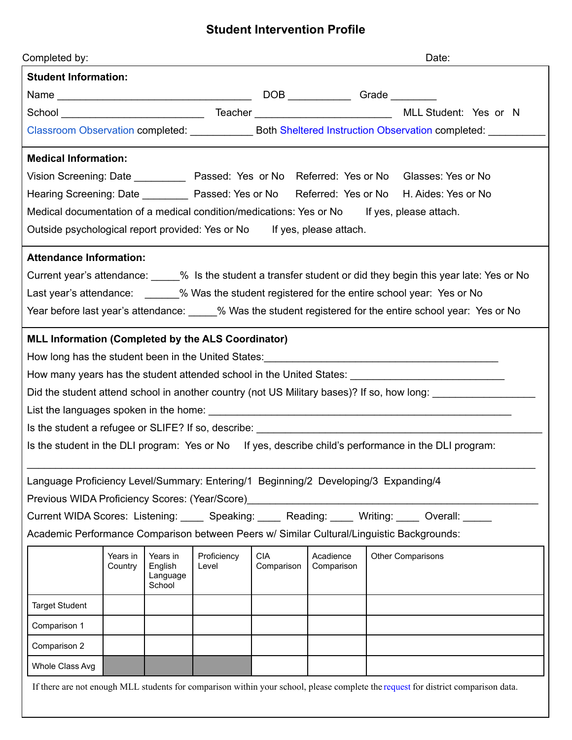# Student Intervention Profile

Completed by: Date:

**Student Information:**

Name __________________________________ DOB ___________ Grade ________

School _________________________ Teacher ________________________ MLL Student: Yes or N

Classroom Observation completed: ___________ Both Sheltered Instruction Observation completed: __________

**Medical Information:**

Vision Screening: Date _________ Passed: Yes or No Referred: Yes or No Glasses: Yes or No

Hearing Screening: Date ________ Passed: Yes or No Referred: Yes or No H. Aides: Yes or No

Medical documentation of a medical condition/medications: Yes or No If yes, please attach.

Outside psychological report provided: Yes or No If yes, please attach.

**Attendance Information:**

Current year's attendance: _____% Is the student a transfer student or did they begin this year late: Yes or No

Last year's attendance: ______% Was the student registered for the entire school year: Yes or No

Year before last year's attendance: _____% Was the student registered for the entire school year: Yes or No

**MLL Information (Completed by the ALS Coordinator)**

How long has the student been in the United States:_________________________________________

How many years has the student attended school in the United States: ___________________________

Did the student attend school in another country (not US Military bases)? If so, how long: __________________

List the languages spoken in the home: _____________________________________________________

Is the student a refugee or SLIFE? If so, describe: ___________________________________________________

Is the student in the DLI program: Yes or No If yes, describe child's performance in the DLI program:

_______________________________________________________________________________________

Language Proficiency Level/Summary: Entering/1 Beginning/2 Developing/3 Expanding/4

Previous WIDA Proficiency Scores: (Year/Score)_______________________________________________

Current WIDA Scores: Listening: ____ Speaking: ____ Reading: ____ Writing: ____ Overall: _____

Academic Performance Comparison between Peers w/ Similar Cultural/Linguistic Backgrounds:

| | Years in Country | Years in English Language School | Proficiency Level | CIA Comparison | Acadience Comparison | Other Comparisons |
|---|---|---|---|---|---|---|
| Target Student | | | | | | |
| Comparison 1 | | | | | | |
| Comparison 2 | | | | | | |
| Whole Class Avg | | | | | | |

If there are not enough MLL students for comparison within your school, please complete the request for district comparison data.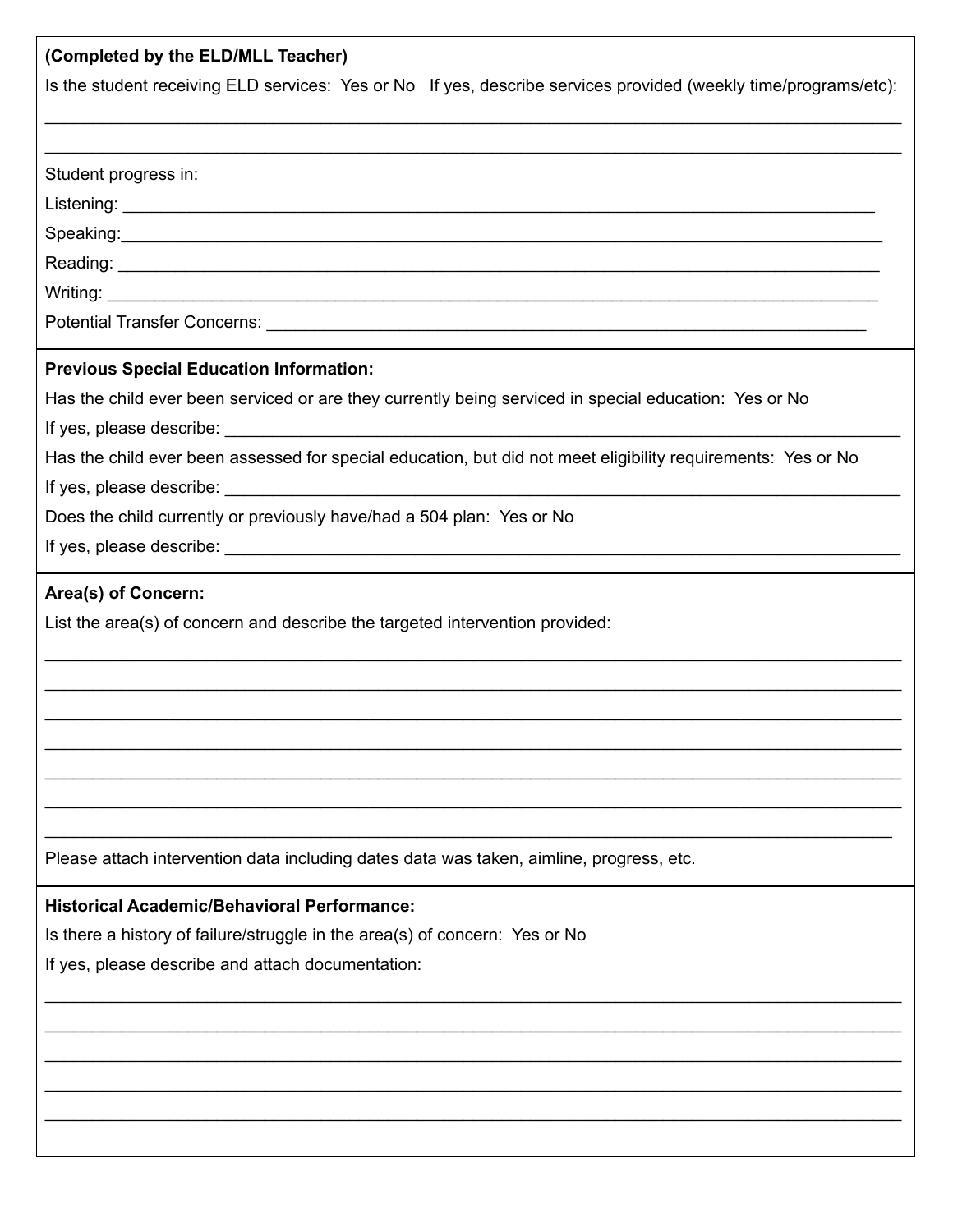**(Completed by the ELD/MLL Teacher)**

Is the student receiving ELD services: Yes or No   If yes, describe services provided (weekly time/programs/etc):

______________________________________________________________________________

______________________________________________________________________________

Student progress in:

Listening: ____________________________________________________________________

Speaking:_____________________________________________________________________

Reading: _____________________________________________________________________

Writing: ______________________________________________________________________

Potential Transfer Concerns: ______________________________________________________

**Previous Special Education Information:**

Has the child ever been serviced or are they currently being serviced in special education: Yes or No

If yes, please describe: ___________________________________________________________

Has the child ever been assessed for special education, but did not meet eligibility requirements: Yes or No

If yes, please describe: ___________________________________________________________

Does the child currently or previously have/had a 504 plan: Yes or No

If yes, please describe: ___________________________________________________________

**Area(s) of Concern:**

List the area(s) of concern and describe the targeted intervention provided:

______________________________________________________________________________

______________________________________________________________________________

______________________________________________________________________________

______________________________________________________________________________

______________________________________________________________________________

______________________________________________________________________________

______________________________________________________________________________

Please attach intervention data including dates data was taken, aimline, progress, etc.

**Historical Academic/Behavioral Performance:**

Is there a history of failure/struggle in the area(s) of concern: Yes or No

If yes, please describe and attach documentation:

______________________________________________________________________________

______________________________________________________________________________

______________________________________________________________________________

______________________________________________________________________________

______________________________________________________________________________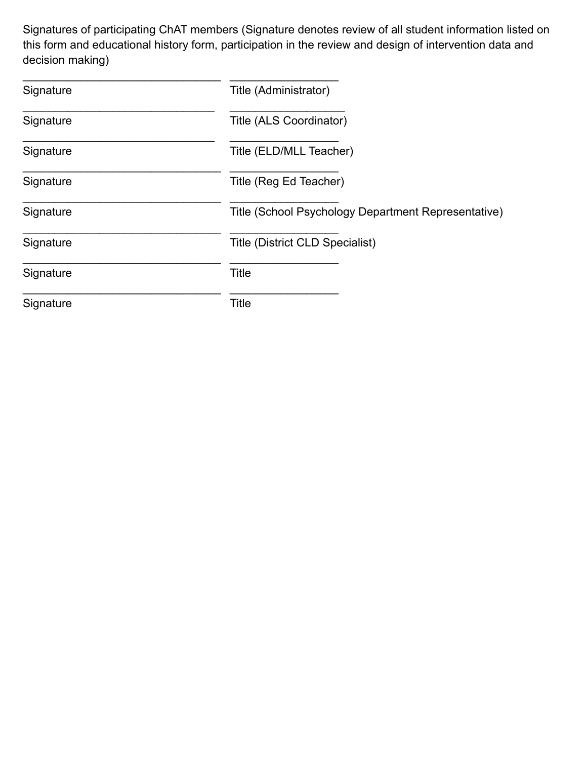Signatures of participating ChAT members (Signature denotes review of all student information listed on this form and educational history form, participation in the review and design of intervention data and decision making)

| | |
|---|---|
| ________________________________ | _________________ |
| Signature | Title (Administrator) |
| ________________________________ | _________________ |
| Signature | Title (ALS Coordinator) |
| ________________________________ | _________________ |
| Signature | Title (ELD/MLL Teacher) |
| ________________________________ | _________________ |
| Signature | Title (Reg Ed Teacher) |
| ________________________________ | _________________ |
| Signature | Title (School Psychology Department Representative) |
| ________________________________ | _________________ |
| Signature | Title (District CLD Specialist) |
| ________________________________ | _________________ |
| Signature | Title |
| ________________________________ | _________________ |
| Signature | Title |